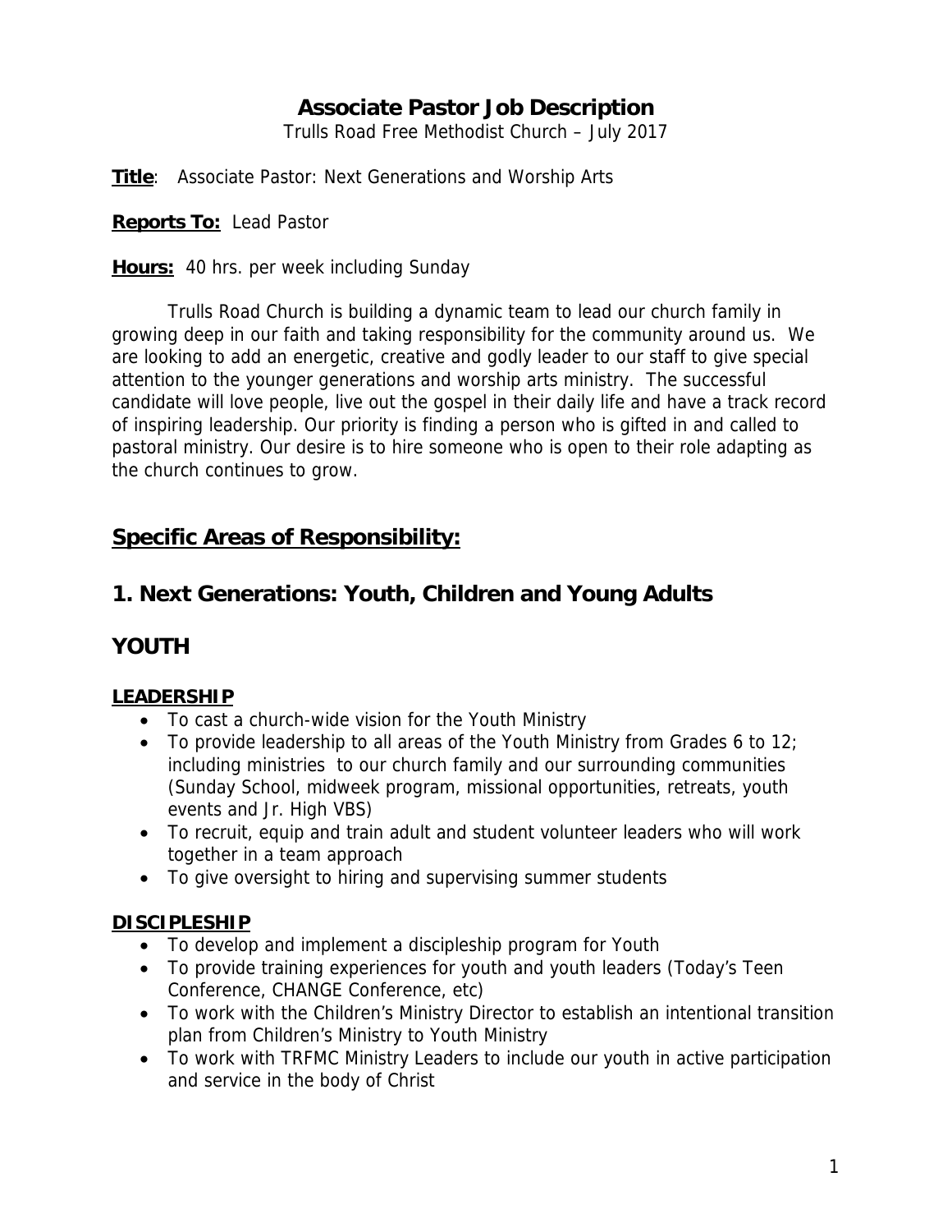# Associate Pastor Job Description

Trulls Road Free Methodist Church – July 2017

**Title**: Associate Pastor: Next Generations and Worship Arts

**Reports To:** Lead Pastor

**Hours:** 40 hrs. per week including Sunday

Trulls Road Church is building a dynamic team to lead our church family in growing deep in our faith and taking responsibility for the community around us. We are looking to add an energetic, creative and godly leader to our staff to give special attention to the younger generations and worship arts ministry. The successful candidate will love people, live out the gospel in their daily life and have a track record of inspiring leadership. Our priority is finding a person who is gifted in and called to pastoral ministry. Our desire is to hire someone who is open to their role adapting as the church continues to grow.

## Specific Areas of Responsibility:

## 1. Next Generations: Youth, Children and Young Adults

## YOUTH

### LEADERSHIP

- To cast a church-wide vision for the Youth Ministry
- To provide leadership to all areas of the Youth Ministry from Grades 6 to 12; including ministries to our church family and our surrounding communities (Sunday School, midweek program, missional opportunities, retreats, youth events and Jr. High VBS)
- To recruit, equip and train adult and student volunteer leaders who will work together in a team approach
- To give oversight to hiring and supervising summer students

### DISCIPLESHIP

- To develop and implement a discipleship program for Youth
- To provide training experiences for youth and youth leaders (Today's Teen Conference, CHANGE Conference, etc)
- To work with the Children's Ministry Director to establish an intentional transition plan from Children's Ministry to Youth Ministry
- To work with TRFMC Ministry Leaders to include our youth in active participation and service in the body of Christ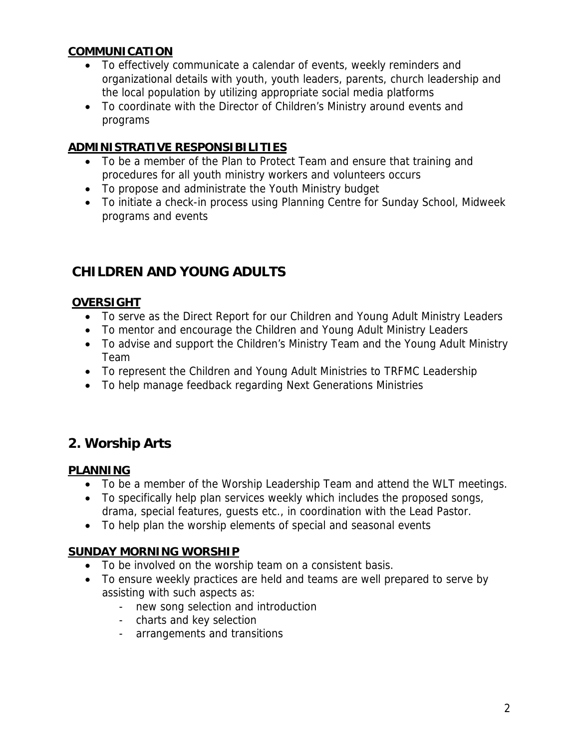### COMMUNICATION

- To effectively communicate a calendar of events, weekly reminders and organizational details with youth, youth leaders, parents, church leadership and the local population by utilizing appropriate social media platforms
- To coordinate with the Director of Children's Ministry around events and programs

### ADMINISTRATIVE RESPONSIBILITIES

- To be a member of the Plan to Protect Team and ensure that training and procedures for all youth ministry workers and volunteers occurs
- To propose and administrate the Youth Ministry budget
- To initiate a check-in process using Planning Centre for Sunday School, Midweek programs and events

## CHILDREN AND YOUNG ADULTS

### OVERSIGHT

- To serve as the Direct Report for our Children and Young Adult Ministry Leaders
- To mentor and encourage the Children and Young Adult Ministry Leaders
- To advise and support the Children's Ministry Team and the Young Adult Ministry Team
- To represent the Children and Young Adult Ministries to TRFMC Leadership
- To help manage feedback regarding Next Generations Ministries

## 2. Worship Arts

### PLANNING

- To be a member of the Worship Leadership Team and attend the WLT meetings.
- To specifically help plan services weekly which includes the proposed songs, drama, special features, guests etc., in coordination with the Lead Pastor.
- To help plan the worship elements of special and seasonal events

### SUNDAY MORNING WORSHIP

- To be involved on the worship team on a consistent basis.
- To ensure weekly practices are held and teams are well prepared to serve by assisting with such aspects as:
  - new song selection and introduction
  - charts and key selection
  - arrangements and transitions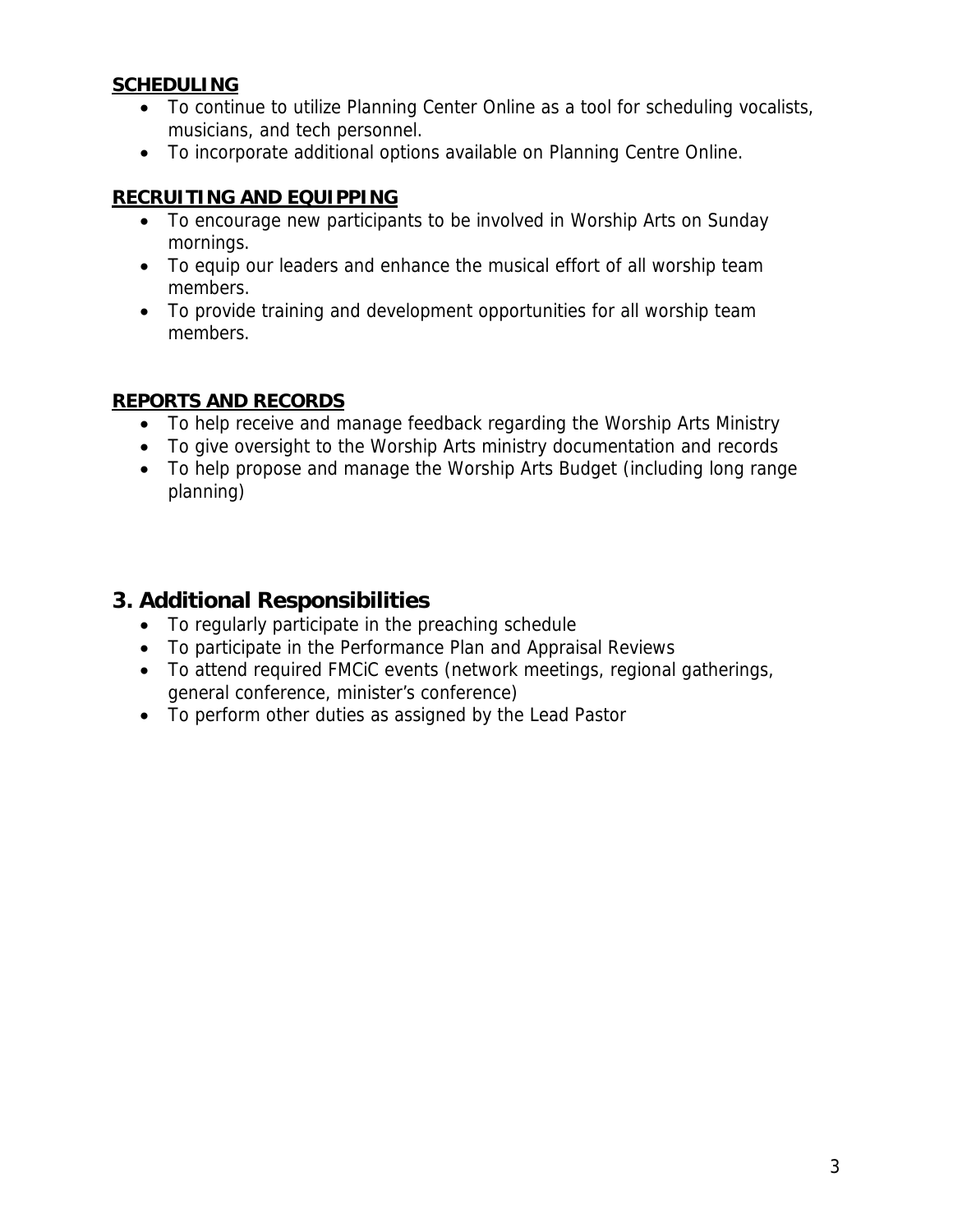**SCHEDULING**

- To continue to utilize Planning Center Online as a tool for scheduling vocalists, musicians, and tech personnel.
- To incorporate additional options available on Planning Centre Online.

**RECRUITING AND EQUIPPING**

- To encourage new participants to be involved in Worship Arts on Sunday mornings.
- To equip our leaders and enhance the musical effort of all worship team members.
- To provide training and development opportunities for all worship team members.

**REPORTS AND RECORDS**

- To help receive and manage feedback regarding the Worship Arts Ministry
- To give oversight to the Worship Arts ministry documentation and records
- To help propose and manage the Worship Arts Budget (including long range planning)

## 3. Additional Responsibilities

- To regularly participate in the preaching schedule
- To participate in the Performance Plan and Appraisal Reviews
- To attend required FMCiC events (network meetings, regional gatherings, general conference, minister's conference)
- To perform other duties as assigned by the Lead Pastor